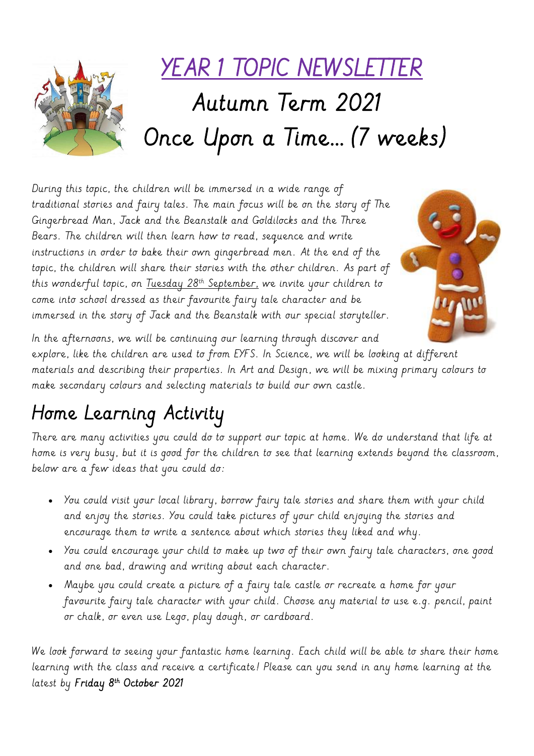# YEAR 1 TOPIC NEWSLETTER

# Autumn Term 2021

# Once Upon a Time… (7 weeks)

During this topic, the children will be immersed in a wide range of traditional stories and fairy tales. The main focus will be on the story of The Gingerbread Man, Jack and the Beanstalk and Goldilocks and the Three Bears. The children will then learn how to read, sequence and write instructions in order to bake their own gingerbread men. At the end of the topic, the children will share their stories with the other children. As part of this wonderful topic, on Tuesday 28th September, we invite your children to come into school dressed as their favourite fairy tale character and be immersed in the story of Jack and the Beanstalk with our special storyteller.

In the afternoons, we will be continuing our learning through discover and explore, like the children are used to from EYFS. In Science, we will be looking at different materials and describing their properties. In Art and Design, we will be mixing primary colours to make secondary colours and selecting materials to build our own castle.

## Home Learning Activity

There are many activities you could do to support our topic at home. We do understand that life at home is very busy, but it is good for the children to see that learning extends beyond the classroom, below are a few ideas that you could do:

- You could visit your local library, borrow fairy tale stories and share them with your child and enjoy the stories. You could take pictures of your child enjoying the stories and encourage them to write a sentence about which stories they liked and why.
- You could encourage your child to make up two of their own fairy tale characters, one good and one bad, drawing and writing about each character.
- Maybe you could create a picture of a fairy tale castle or recreate a home for your favourite fairy tale character with your child. Choose any material to use e.g. pencil, paint or chalk, or even use Lego, play dough, or cardboard.

We look forward to seeing your fantastic home learning. Each child will be able to share their home learning with the class and receive a certificate! Please can you send in any home learning at the latest by **Friday 8th October 2021**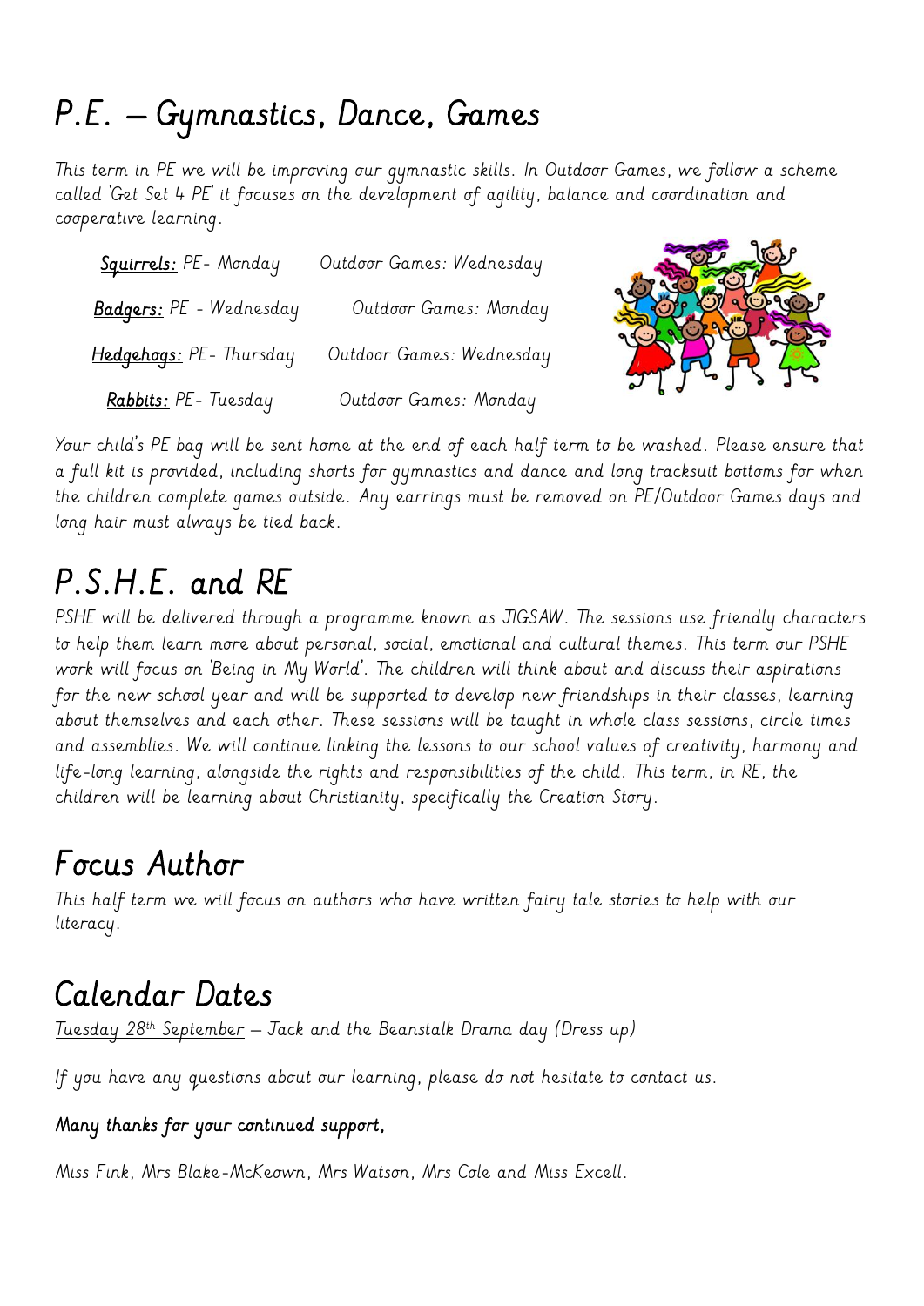# P.E. – Gymnastics, Dance, Games

This term in PE we will be improving our gymnastic skills. In Outdoor Games, we follow a scheme called 'Get Set 4 PE' it focuses on the development of agility, balance and coordination and cooperative learning.

| | |
|---|---|
| **Squirrels:** PE- Monday | Outdoor Games: Wednesday |
| **Badgers:** PE - Wednesday | Outdoor Games: Monday |
| **Hedgehogs:** PE- Thursday | Outdoor Games: Wednesday |
| **Rabbits:** PE- Tuesday | Outdoor Games: Monday |

Your child's PE bag will be sent home at the end of each half term to be washed. Please ensure that a full kit is provided, including shorts for gymnastics and dance and long tracksuit bottoms for when the children complete games outside. Any earrings must be removed on PE/Outdoor Games days and long hair must always be tied back.

# P.S.H.E. and RE

PSHE will be delivered through a programme known as JIGSAW. The sessions use friendly characters to help them learn more about personal, social, emotional and cultural themes. This term our PSHE work will focus on 'Being in My World'. The children will think about and discuss their aspirations for the new school year and will be supported to develop new friendships in their classes, learning about themselves and each other. These sessions will be taught in whole class sessions, circle times and assemblies. We will continue linking the lessons to our school values of creativity, harmony and life-long learning, alongside the rights and responsibilities of the child. This term, in RE, the children will be learning about Christianity, specifically the Creation Story.

# Focus Author

This half term we will focus on authors who have written fairy tale stories to help with our literacy.

# Calendar Dates

Tuesday 28th September – Jack and the Beanstalk Drama day (Dress up)

If you have any questions about our learning, please do not hesitate to contact us.

**Many thanks for your continued support,**

Miss Fink, Mrs Blake-McKeown, Mrs Watson, Mrs Cole and Miss Excell.